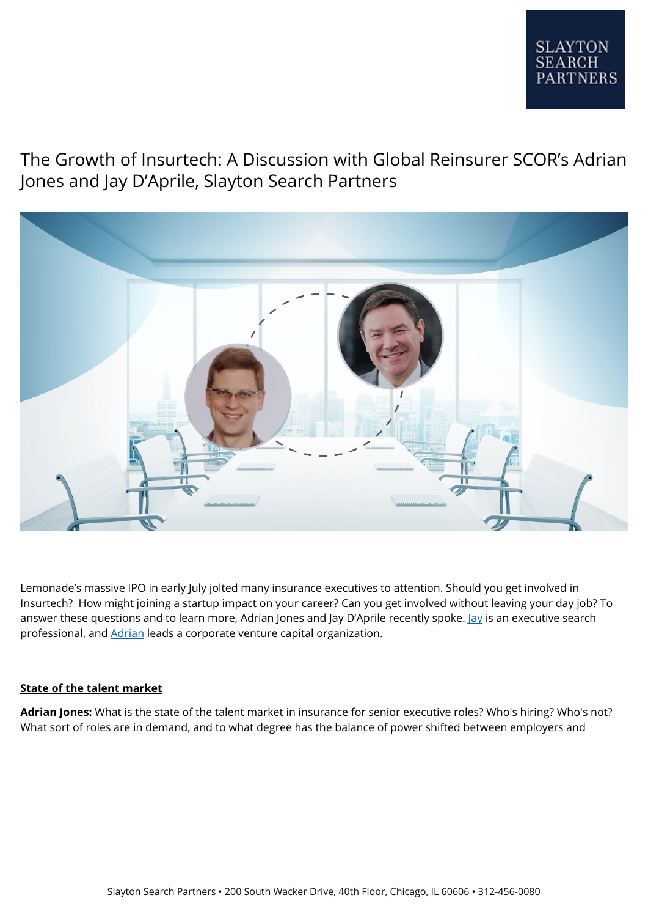# The Growth of Insurtech: A Discussion with Global Reinsurer SCOR's Adrian Jones and Jay D'Aprile, Slayton Search Partners

Lemonade's massive IPO in early July jolted many insurance executives to attention. Should you get involved in Insurtech? How might joining a startup impact on your career? Can you get involved without leaving your day job? To answer these questions and to learn more, Adrian Jones and Jay D'Aprile recently spoke. Jay is an executive search professional, and Adrian leads a corporate venture capital organization.

## State of the talent market

**Adrian Jones:** What is the state of the talent market in insurance for senior executive roles? Who's hiring? Who's not? What sort of roles are in demand, and to what degree has the balance of power shifted between employers and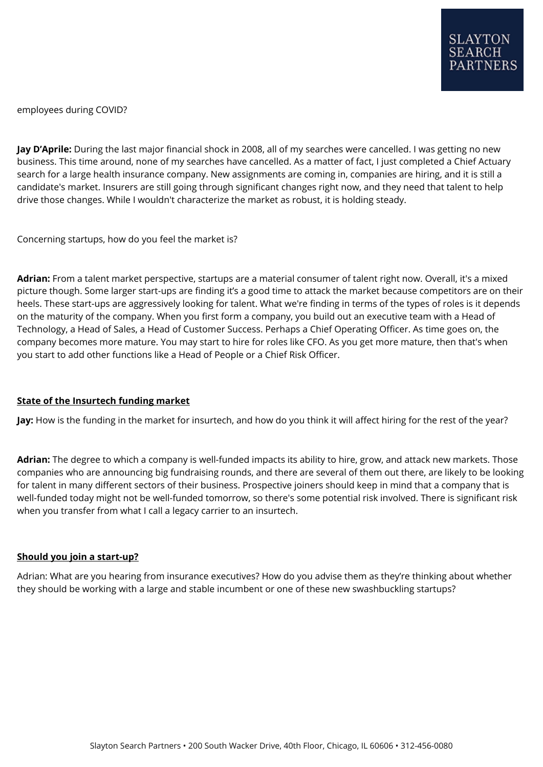employees during COVID?

**Jay D'Aprile:** During the last major financial shock in 2008, all of my searches were cancelled. I was getting no new business. This time around, none of my searches have cancelled. As a matter of fact, I just completed a Chief Actuary search for a large health insurance company. New assignments are coming in, companies are hiring, and it is still a candidate's market. Insurers are still going through significant changes right now, and they need that talent to help drive those changes. While I wouldn't characterize the market as robust, it is holding steady.

Concerning startups, how do you feel the market is?

**Adrian:** From a talent market perspective, startups are a material consumer of talent right now. Overall, it's a mixed picture though. Some larger start-ups are finding it's a good time to attack the market because competitors are on their heels. These start-ups are aggressively looking for talent. What we're finding in terms of the types of roles is it depends on the maturity of the company. When you first form a company, you build out an executive team with a Head of Technology, a Head of Sales, a Head of Customer Success. Perhaps a Chief Operating Officer. As time goes on, the company becomes more mature. You may start to hire for roles like CFO. As you get more mature, then that's when you start to add other functions like a Head of People or a Chief Risk Officer.

**State of the Insurtech funding market**

**Jay:** How is the funding in the market for insurtech, and how do you think it will affect hiring for the rest of the year?

**Adrian:** The degree to which a company is well-funded impacts its ability to hire, grow, and attack new markets. Those companies who are announcing big fundraising rounds, and there are several of them out there, are likely to be looking for talent in many different sectors of their business. Prospective joiners should keep in mind that a company that is well-funded today might not be well-funded tomorrow, so there's some potential risk involved. There is significant risk when you transfer from what I call a legacy carrier to an insurtech.

**Should you join a start-up?**

Adrian: What are you hearing from insurance executives? How do you advise them as they're thinking about whether they should be working with a large and stable incumbent or one of these new swashbuckling startups?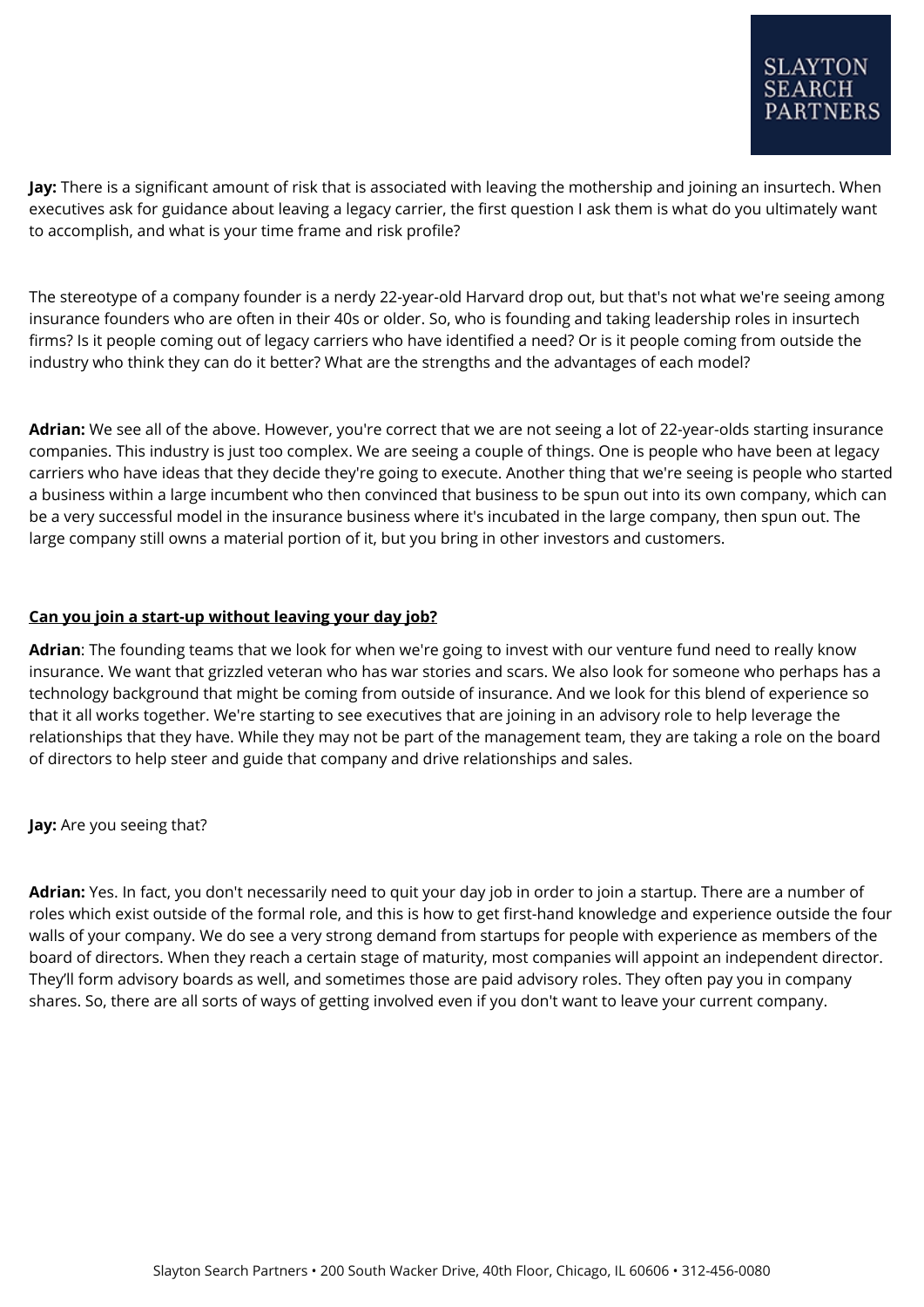**Jay:** There is a significant amount of risk that is associated with leaving the mothership and joining an insurtech. When executives ask for guidance about leaving a legacy carrier, the first question I ask them is what do you ultimately want to accomplish, and what is your time frame and risk profile?

The stereotype of a company founder is a nerdy 22-year-old Harvard drop out, but that's not what we're seeing among insurance founders who are often in their 40s or older. So, who is founding and taking leadership roles in insurtech firms? Is it people coming out of legacy carriers who have identified a need? Or is it people coming from outside the industry who think they can do it better? What are the strengths and the advantages of each model?

**Adrian:** We see all of the above. However, you're correct that we are not seeing a lot of 22-year-olds starting insurance companies. This industry is just too complex. We are seeing a couple of things. One is people who have been at legacy carriers who have ideas that they decide they're going to execute. Another thing that we're seeing is people who started a business within a large incumbent who then convinced that business to be spun out into its own company, which can be a very successful model in the insurance business where it's incubated in the large company, then spun out. The large company still owns a material portion of it, but you bring in other investors and customers.

**Can you join a start-up without leaving your day job?**

**Adrian**: The founding teams that we look for when we're going to invest with our venture fund need to really know insurance. We want that grizzled veteran who has war stories and scars. We also look for someone who perhaps has a technology background that might be coming from outside of insurance. And we look for this blend of experience so that it all works together. We're starting to see executives that are joining in an advisory role to help leverage the relationships that they have. While they may not be part of the management team, they are taking a role on the board of directors to help steer and guide that company and drive relationships and sales.

**Jay:** Are you seeing that?

**Adrian:** Yes. In fact, you don't necessarily need to quit your day job in order to join a startup. There are a number of roles which exist outside of the formal role, and this is how to get first-hand knowledge and experience outside the four walls of your company. We do see a very strong demand from startups for people with experience as members of the board of directors. When they reach a certain stage of maturity, most companies will appoint an independent director. They'll form advisory boards as well, and sometimes those are paid advisory roles. They often pay you in company shares. So, there are all sorts of ways of getting involved even if you don't want to leave your current company.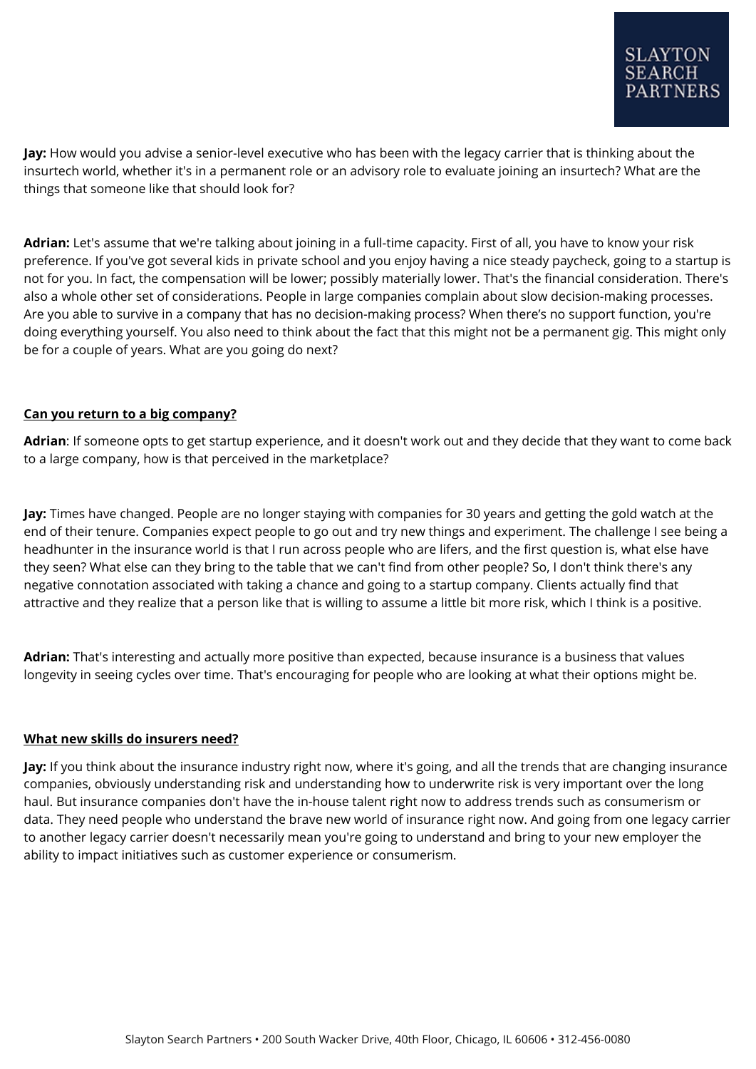**Jay:** How would you advise a senior-level executive who has been with the legacy carrier that is thinking about the insurtech world, whether it's in a permanent role or an advisory role to evaluate joining an insurtech? What are the things that someone like that should look for?

**Adrian:** Let's assume that we're talking about joining in a full-time capacity. First of all, you have to know your risk preference. If you've got several kids in private school and you enjoy having a nice steady paycheck, going to a startup is not for you. In fact, the compensation will be lower; possibly materially lower. That's the financial consideration. There's also a whole other set of considerations. People in large companies complain about slow decision-making processes. Are you able to survive in a company that has no decision-making process? When there's no support function, you're doing everything yourself. You also need to think about the fact that this might not be a permanent gig. This might only be for a couple of years. What are you going do next?

**Can you return to a big company?**

**Adrian**: If someone opts to get startup experience, and it doesn't work out and they decide that they want to come back to a large company, how is that perceived in the marketplace?

**Jay:** Times have changed. People are no longer staying with companies for 30 years and getting the gold watch at the end of their tenure. Companies expect people to go out and try new things and experiment. The challenge I see being a headhunter in the insurance world is that I run across people who are lifers, and the first question is, what else have they seen? What else can they bring to the table that we can't find from other people? So, I don't think there's any negative connotation associated with taking a chance and going to a startup company. Clients actually find that attractive and they realize that a person like that is willing to assume a little bit more risk, which I think is a positive.

**Adrian:** That's interesting and actually more positive than expected, because insurance is a business that values longevity in seeing cycles over time. That's encouraging for people who are looking at what their options might be.

**What new skills do insurers need?**

**Jay:** If you think about the insurance industry right now, where it's going, and all the trends that are changing insurance companies, obviously understanding risk and understanding how to underwrite risk is very important over the long haul. But insurance companies don't have the in-house talent right now to address trends such as consumerism or data. They need people who understand the brave new world of insurance right now. And going from one legacy carrier to another legacy carrier doesn't necessarily mean you're going to understand and bring to your new employer the ability to impact initiatives such as customer experience or consumerism.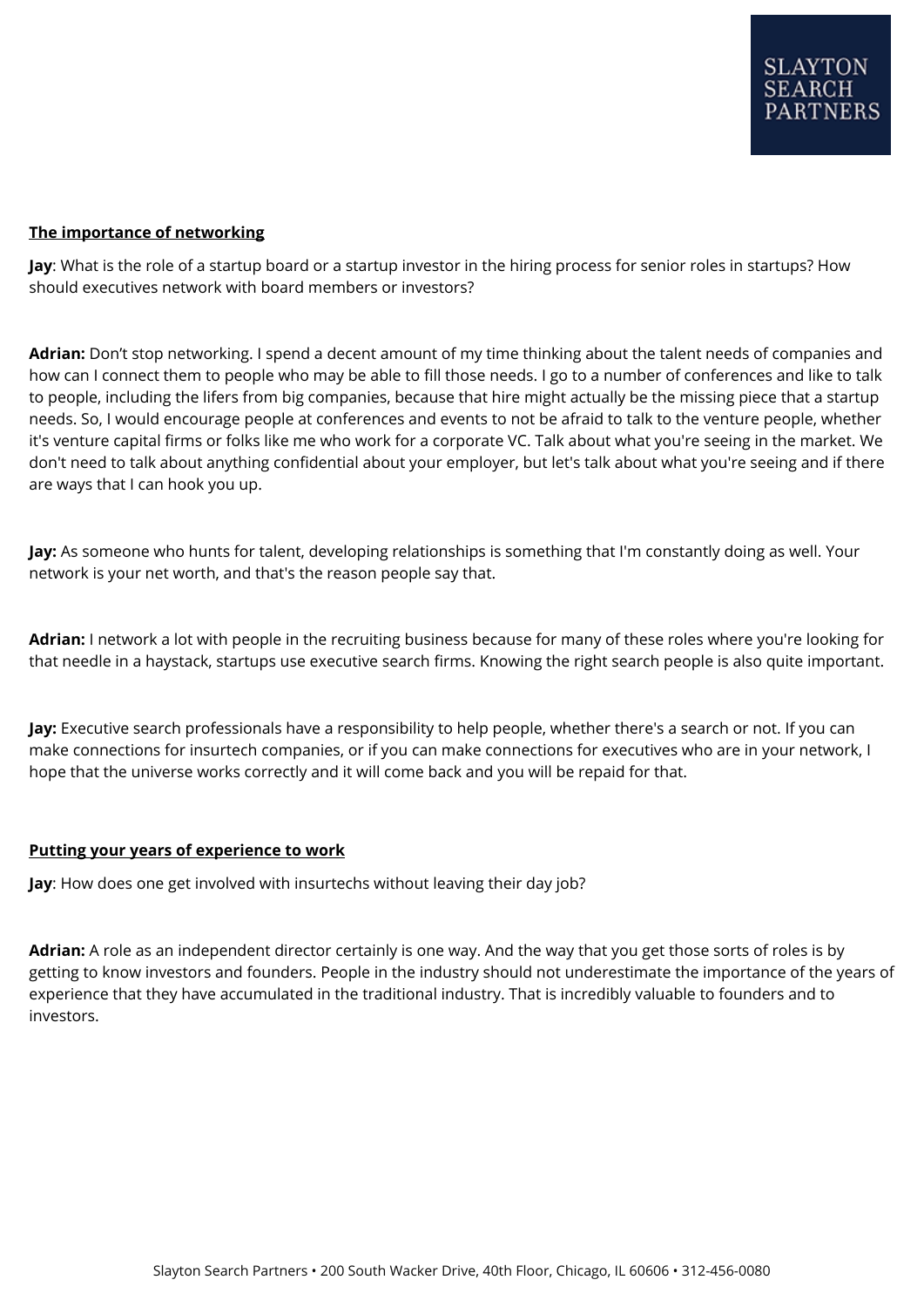## The importance of networking

**Jay**: What is the role of a startup board or a startup investor in the hiring process for senior roles in startups? How should executives network with board members or investors?

**Adrian:** Don't stop networking. I spend a decent amount of my time thinking about the talent needs of companies and how can I connect them to people who may be able to fill those needs. I go to a number of conferences and like to talk to people, including the lifers from big companies, because that hire might actually be the missing piece that a startup needs. So, I would encourage people at conferences and events to not be afraid to talk to the venture people, whether it's venture capital firms or folks like me who work for a corporate VC. Talk about what you're seeing in the market. We don't need to talk about anything confidential about your employer, but let's talk about what you're seeing and if there are ways that I can hook you up.

**Jay:** As someone who hunts for talent, developing relationships is something that I'm constantly doing as well. Your network is your net worth, and that's the reason people say that.

**Adrian:** I network a lot with people in the recruiting business because for many of these roles where you're looking for that needle in a haystack, startups use executive search firms. Knowing the right search people is also quite important.

**Jay:** Executive search professionals have a responsibility to help people, whether there's a search or not. If you can make connections for insurtech companies, or if you can make connections for executives who are in your network, I hope that the universe works correctly and it will come back and you will be repaid for that.

## Putting your years of experience to work

**Jay**: How does one get involved with insurtechs without leaving their day job?

**Adrian:** A role as an independent director certainly is one way. And the way that you get those sorts of roles is by getting to know investors and founders. People in the industry should not underestimate the importance of the years of experience that they have accumulated in the traditional industry. That is incredibly valuable to founders and to investors.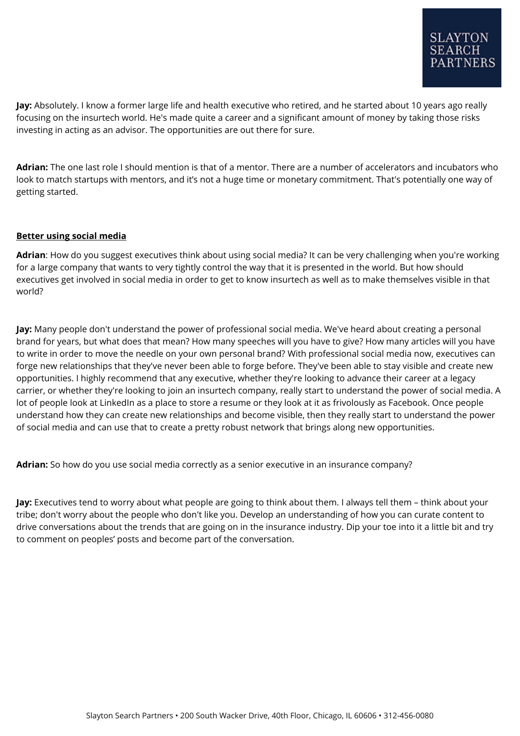**Jay:** Absolutely. I know a former large life and health executive who retired, and he started about 10 years ago really focusing on the insurtech world. He's made quite a career and a significant amount of money by taking those risks investing in acting as an advisor. The opportunities are out there for sure.

**Adrian:** The one last role I should mention is that of a mentor. There are a number of accelerators and incubators who look to match startups with mentors, and it's not a huge time or monetary commitment. That's potentially one way of getting started.

**Better using social media**

**Adrian**: How do you suggest executives think about using social media? It can be very challenging when you're working for a large company that wants to very tightly control the way that it is presented in the world. But how should executives get involved in social media in order to get to know insurtech as well as to make themselves visible in that world?

**Jay:** Many people don't understand the power of professional social media. We've heard about creating a personal brand for years, but what does that mean? How many speeches will you have to give? How many articles will you have to write in order to move the needle on your own personal brand? With professional social media now, executives can forge new relationships that they've never been able to forge before. They've been able to stay visible and create new opportunities. I highly recommend that any executive, whether they're looking to advance their career at a legacy carrier, or whether they're looking to join an insurtech company, really start to understand the power of social media. A lot of people look at LinkedIn as a place to store a resume or they look at it as frivolously as Facebook. Once people understand how they can create new relationships and become visible, then they really start to understand the power of social media and can use that to create a pretty robust network that brings along new opportunities.

**Adrian:** So how do you use social media correctly as a senior executive in an insurance company?

**Jay:** Executives tend to worry about what people are going to think about them. I always tell them – think about your tribe; don't worry about the people who don't like you. Develop an understanding of how you can curate content to drive conversations about the trends that are going on in the insurance industry. Dip your toe into it a little bit and try to comment on peoples' posts and become part of the conversation.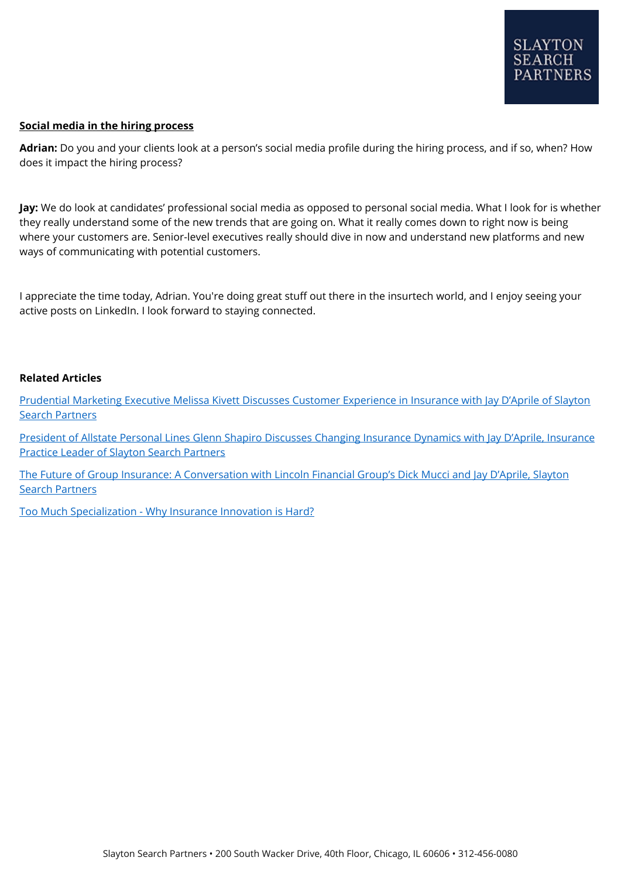**Social media in the hiring process**

**Adrian:** Do you and your clients look at a person's social media profile during the hiring process, and if so, when? How does it impact the hiring process?

**Jay:** We do look at candidates' professional social media as opposed to personal social media. What I look for is whether they really understand some of the new trends that are going on. What it really comes down to right now is being where your customers are. Senior-level executives really should dive in now and understand new platforms and new ways of communicating with potential customers.

I appreciate the time today, Adrian. You're doing great stuff out there in the insurtech world, and I enjoy seeing your active posts on LinkedIn. I look forward to staying connected.

**Related Articles**

Prudential Marketing Executive Melissa Kivett Discusses Customer Experience in Insurance with Jay D'Aprile of Slayton Search Partners

President of Allstate Personal Lines Glenn Shapiro Discusses Changing Insurance Dynamics with Jay D'Aprile, Insurance Practice Leader of Slayton Search Partners

The Future of Group Insurance: A Conversation with Lincoln Financial Group's Dick Mucci and Jay D'Aprile, Slayton Search Partners

Too Much Specialization - Why Insurance Innovation is Hard?